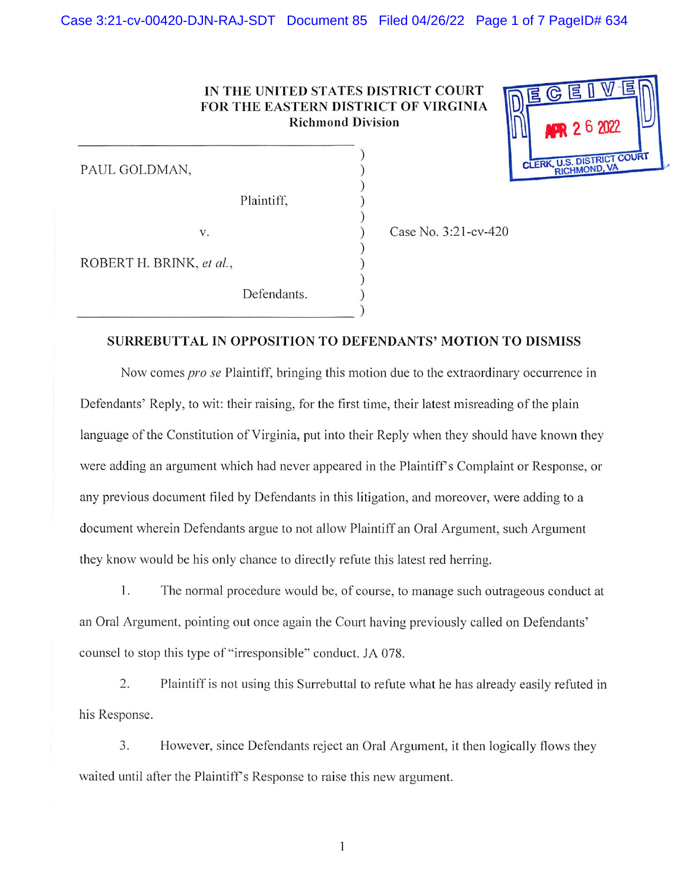IN THE UNITED STATES DISTRICT COURT
FOR THE EASTERN DISTRICT OF VIRGINIA
Richmond Division

RECEIVED
APR 26 2022
CLERK, U.S. DISTRICT COURT
RICHMOND, VA

PAUL GOLDMAN,

Plaintiff,

v.

ROBERT H. BRINK, *et al.*,

Defendants.

Case No. 3:21-cv-420

## SURREBUTTAL IN OPPOSITION TO DEFENDANTS' MOTION TO DISMISS

Now comes *pro se* Plaintiff, bringing this motion due to the extraordinary occurrence in Defendants' Reply, to wit: their raising, for the first time, their latest misreading of the plain language of the Constitution of Virginia, put into their Reply when they should have known they were adding an argument which had never appeared in the Plaintiff's Complaint or Response, or any previous document filed by Defendants in this litigation, and moreover, were adding to a document wherein Defendants argue to not allow Plaintiff an Oral Argument, such Argument they know would be his only chance to directly refute this latest red herring.

1. The normal procedure would be, of course, to manage such outrageous conduct at an Oral Argument, pointing out once again the Court having previously called on Defendants' counsel to stop this type of "irresponsible" conduct. JA 078.

2. Plaintiff is not using this Surrebuttal to refute what he has already easily refuted in his Response.

3. However, since Defendants reject an Oral Argument, it then logically flows they waited until after the Plaintiff's Response to raise this new argument.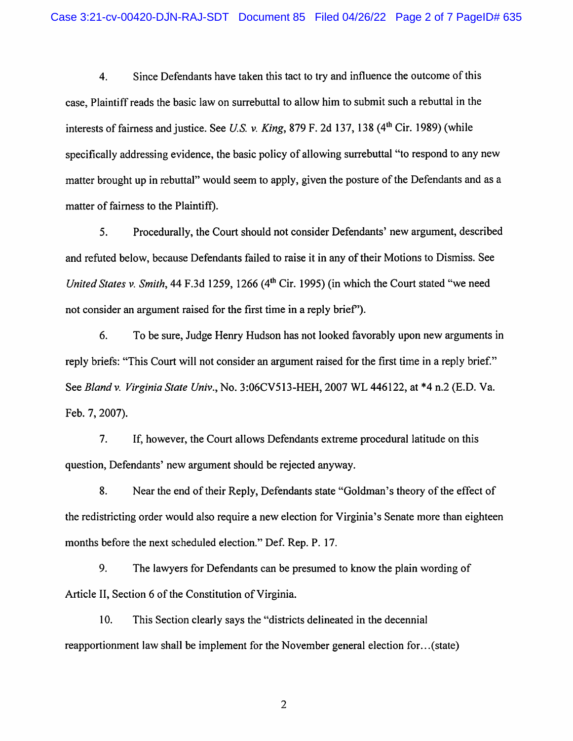4. Since Defendants have taken this tact to try and influence the outcome of this case, Plaintiff reads the basic law on surrebuttal to allow him to submit such a rebuttal in the interests of fairness and justice. See *U.S. v. King*, 879 F. 2d 137, 138 (4th Cir. 1989) (while specifically addressing evidence, the basic policy of allowing surrebuttal "to respond to any new matter brought up in rebuttal" would seem to apply, given the posture of the Defendants and as a matter of fairness to the Plaintiff).

5. Procedurally, the Court should not consider Defendants' new argument, described and refuted below, because Defendants failed to raise it in any of their Motions to Dismiss. See *United States v. Smith*, 44 F.3d 1259, 1266 (4th Cir. 1995) (in which the Court stated "we need not consider an argument raised for the first time in a reply brief").

6. To be sure, Judge Henry Hudson has not looked favorably upon new arguments in reply briefs: "This Court will not consider an argument raised for the first time in a reply brief." See *Bland v. Virginia State Univ.*, No. 3:06CV513-HEH, 2007 WL 446122, at *4 n.2 (E.D. Va. Feb. 7, 2007).

7. If, however, the Court allows Defendants extreme procedural latitude on this question, Defendants' new argument should be rejected anyway.

8. Near the end of their Reply, Defendants state "Goldman's theory of the effect of the redistricting order would also require a new election for Virginia's Senate more than eighteen months before the next scheduled election." Def. Rep. P. 17.

9. The lawyers for Defendants can be presumed to know the plain wording of Article II, Section 6 of the Constitution of Virginia.

10. This Section clearly says the "districts delineated in the decennial reapportionment law shall be implement for the November general election for…(state)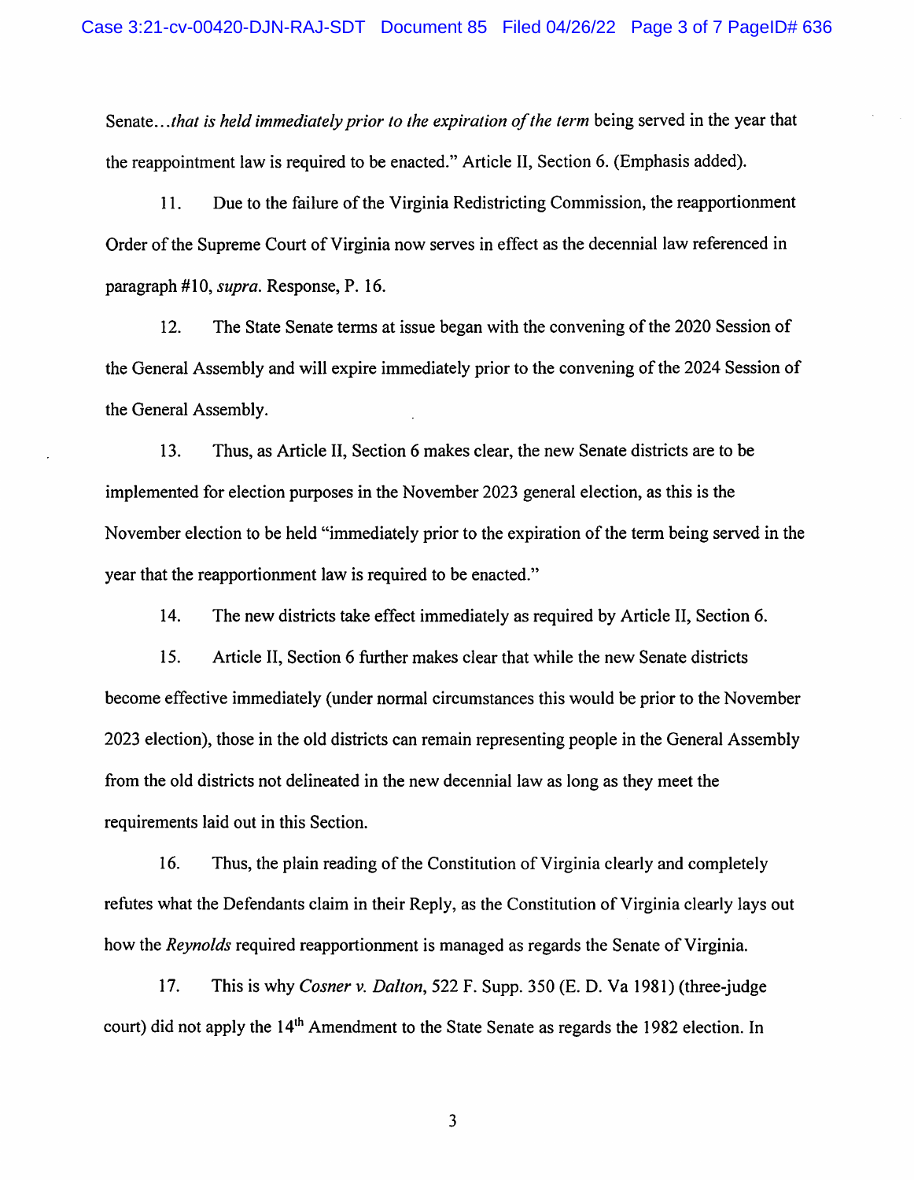Senate…*that is held immediately prior to the expiration of the term* being served in the year that the reappointment law is required to be enacted." Article II, Section 6. (Emphasis added).

11. Due to the failure of the Virginia Redistricting Commission, the reapportionment Order of the Supreme Court of Virginia now serves in effect as the decennial law referenced in paragraph #10, *supra*. Response, P. 16.

12. The State Senate terms at issue began with the convening of the 2020 Session of the General Assembly and will expire immediately prior to the convening of the 2024 Session of the General Assembly.

13. Thus, as Article II, Section 6 makes clear, the new Senate districts are to be implemented for election purposes in the November 2023 general election, as this is the November election to be held "immediately prior to the expiration of the term being served in the year that the reapportionment law is required to be enacted."

14. The new districts take effect immediately as required by Article II, Section 6.

15. Article II, Section 6 further makes clear that while the new Senate districts become effective immediately (under normal circumstances this would be prior to the November 2023 election), those in the old districts can remain representing people in the General Assembly from the old districts not delineated in the new decennial law as long as they meet the requirements laid out in this Section.

16. Thus, the plain reading of the Constitution of Virginia clearly and completely refutes what the Defendants claim in their Reply, as the Constitution of Virginia clearly lays out how the *Reynolds* required reapportionment is managed as regards the Senate of Virginia.

17. This is why *Cosner v. Dalton*, 522 F. Supp. 350 (E. D. Va 1981) (three-judge court) did not apply the 14th Amendment to the State Senate as regards the 1982 election. In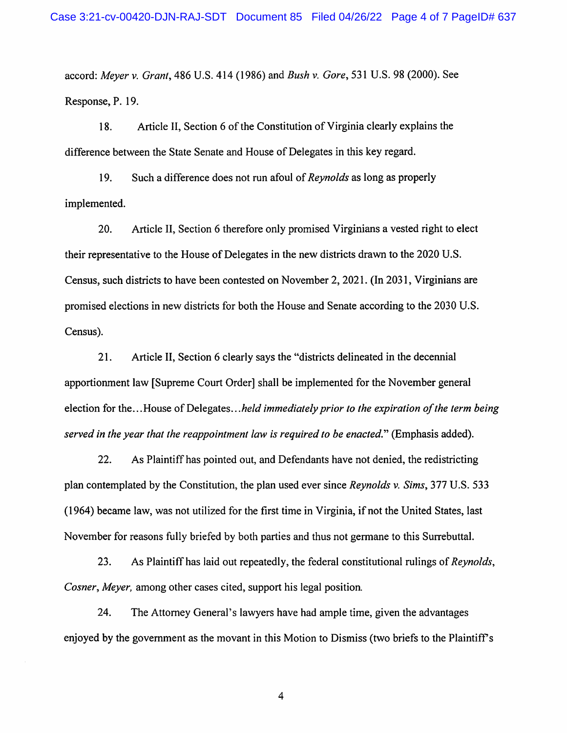accord: *Meyer v. Grant*, 486 U.S. 414 (1986) and *Bush v. Gore*, 531 U.S. 98 (2000). See Response, P. 19.

18. Article II, Section 6 of the Constitution of Virginia clearly explains the difference between the State Senate and House of Delegates in this key regard.

19. Such a difference does not run afoul of *Reynolds* as long as properly implemented.

20. Article II, Section 6 therefore only promised Virginians a vested right to elect their representative to the House of Delegates in the new districts drawn to the 2020 U.S. Census, such districts to have been contested on November 2, 2021. (In 2031, Virginians are promised elections in new districts for both the House and Senate according to the 2030 U.S. Census).

21. Article II, Section 6 clearly says the "districts delineated in the decennial apportionment law [Supreme Court Order] shall be implemented for the November general election for the...House of Delegates...*held immediately prior to the expiration of the term being served in the year that the reappointment law is required to be enacted.*" (Emphasis added).

22. As Plaintiff has pointed out, and Defendants have not denied, the redistricting plan contemplated by the Constitution, the plan used ever since *Reynolds v. Sims*, 377 U.S. 533 (1964) became law, was not utilized for the first time in Virginia, if not the United States, last November for reasons fully briefed by both parties and thus not germane to this Surrebuttal.

23. As Plaintiff has laid out repeatedly, the federal constitutional rulings of *Reynolds*, *Cosner*, *Meyer,* among other cases cited, support his legal position.

24. The Attorney General's lawyers have had ample time, given the advantages enjoyed by the government as the movant in this Motion to Dismiss (two briefs to the Plaintiff's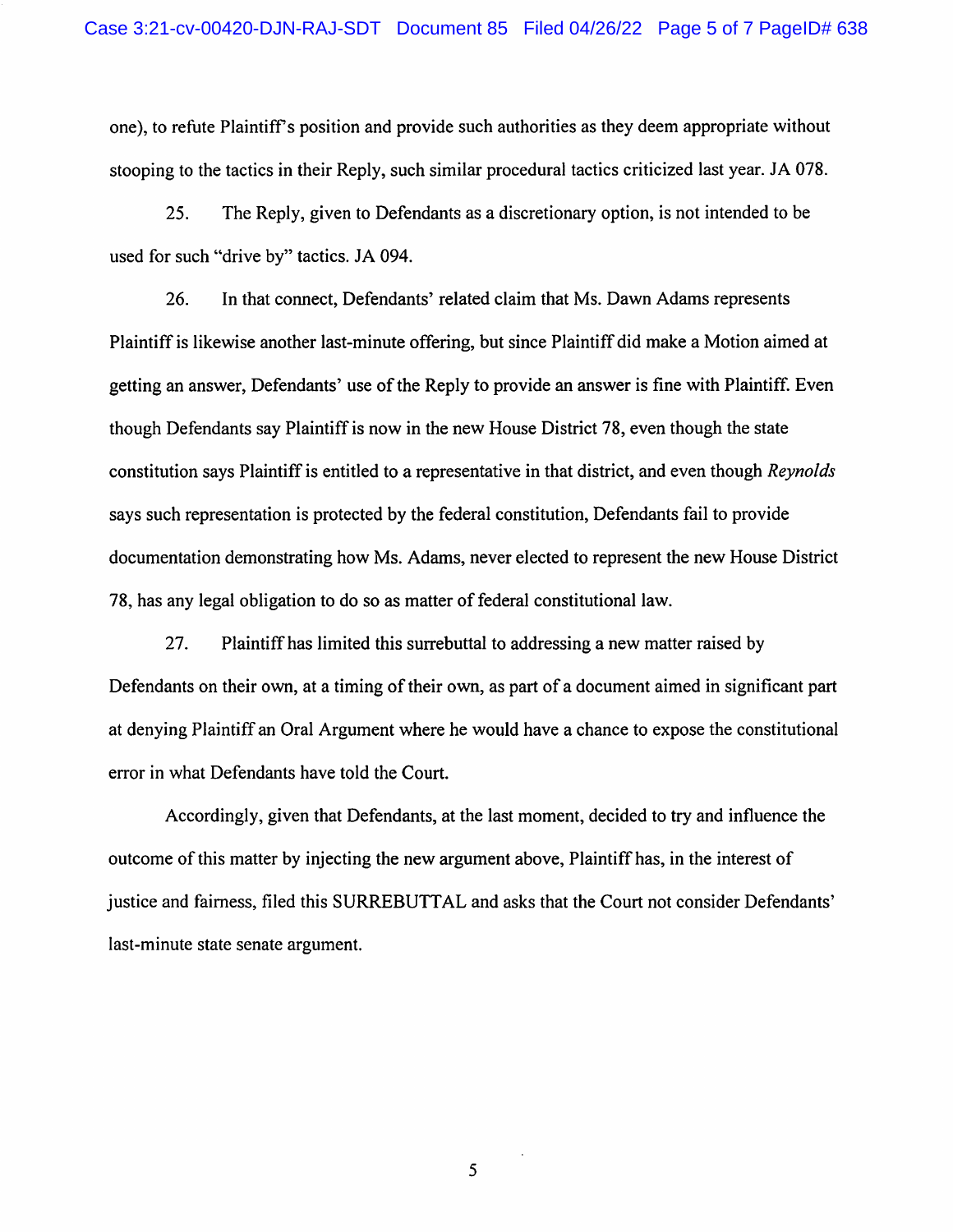one), to refute Plaintiff's position and provide such authorities as they deem appropriate without stooping to the tactics in their Reply, such similar procedural tactics criticized last year. JA 078.

25. The Reply, given to Defendants as a discretionary option, is not intended to be used for such "drive by" tactics. JA 094.

26. In that connect, Defendants' related claim that Ms. Dawn Adams represents Plaintiff is likewise another last-minute offering, but since Plaintiff did make a Motion aimed at getting an answer, Defendants' use of the Reply to provide an answer is fine with Plaintiff. Even though Defendants say Plaintiff is now in the new House District 78, even though the state constitution says Plaintiff is entitled to a representative in that district, and even though *Reynolds* says such representation is protected by the federal constitution, Defendants fail to provide documentation demonstrating how Ms. Adams, never elected to represent the new House District 78, has any legal obligation to do so as matter of federal constitutional law.

27. Plaintiff has limited this surrebuttal to addressing a new matter raised by Defendants on their own, at a timing of their own, as part of a document aimed in significant part at denying Plaintiff an Oral Argument where he would have a chance to expose the constitutional error in what Defendants have told the Court.

Accordingly, given that Defendants, at the last moment, decided to try and influence the outcome of this matter by injecting the new argument above, Plaintiff has, in the interest of justice and fairness, filed this SURREBUTTAL and asks that the Court not consider Defendants' last-minute state senate argument.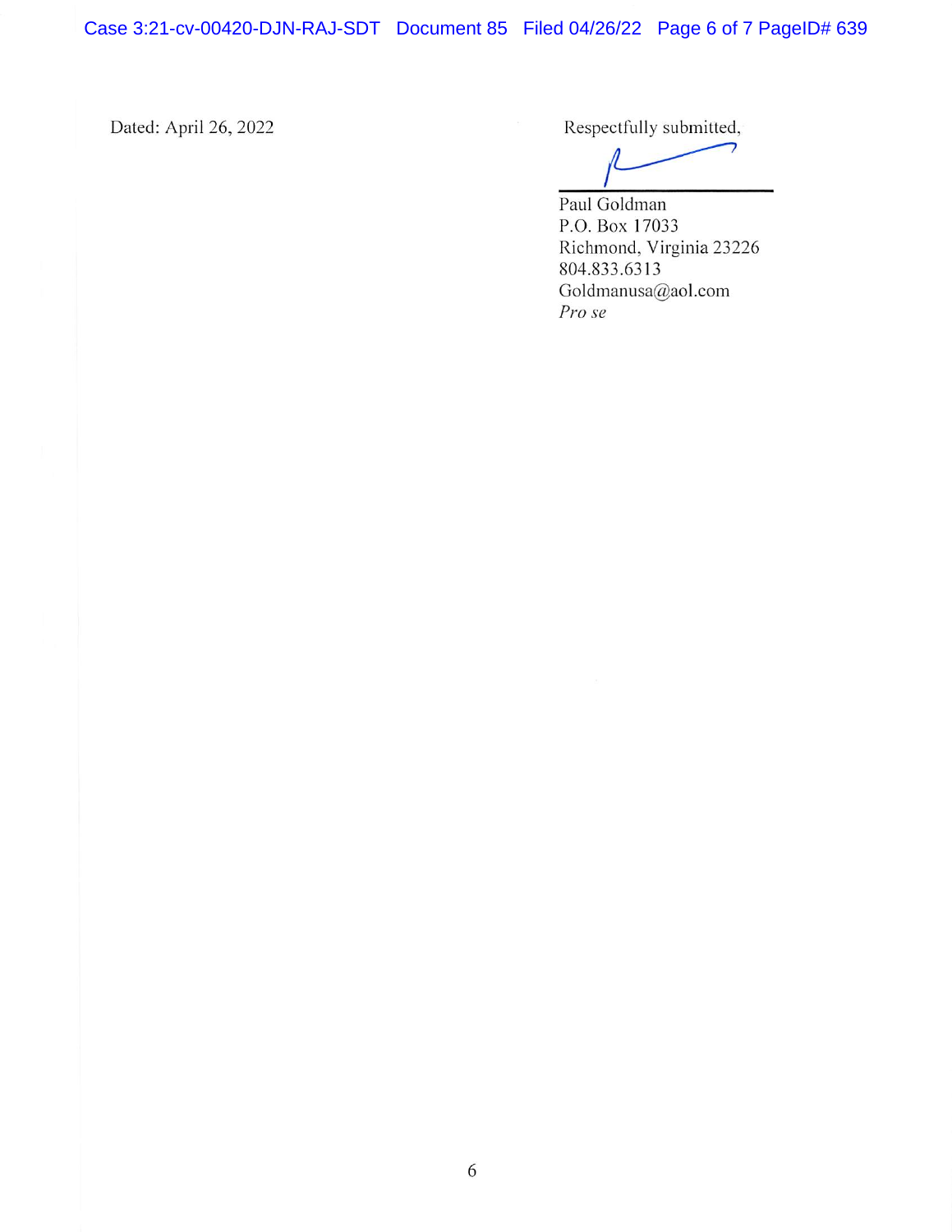Dated: April 26, 2022

Respectfully submitted,

Paul Goldman
P.O. Box 17033
Richmond, Virginia 23226
804.833.6313
Goldmanusa@aol.com
*Pro se*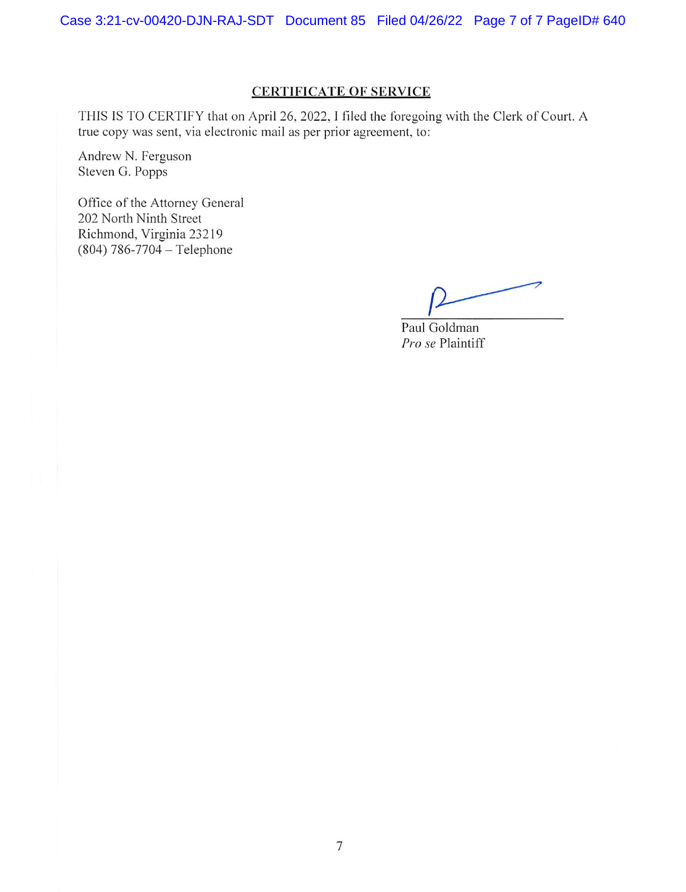## CERTIFICATE OF SERVICE

THIS IS TO CERTIFY that on April 26, 2022, I filed the foregoing with the Clerk of Court. A true copy was sent, via electronic mail as per prior agreement, to:

Andrew N. Ferguson
Steven G. Popps

Office of the Attorney General
202 North Ninth Street
Richmond, Virginia 23219
(804) 786-7704 – Telephone

Paul Goldman
*Pro se* Plaintiff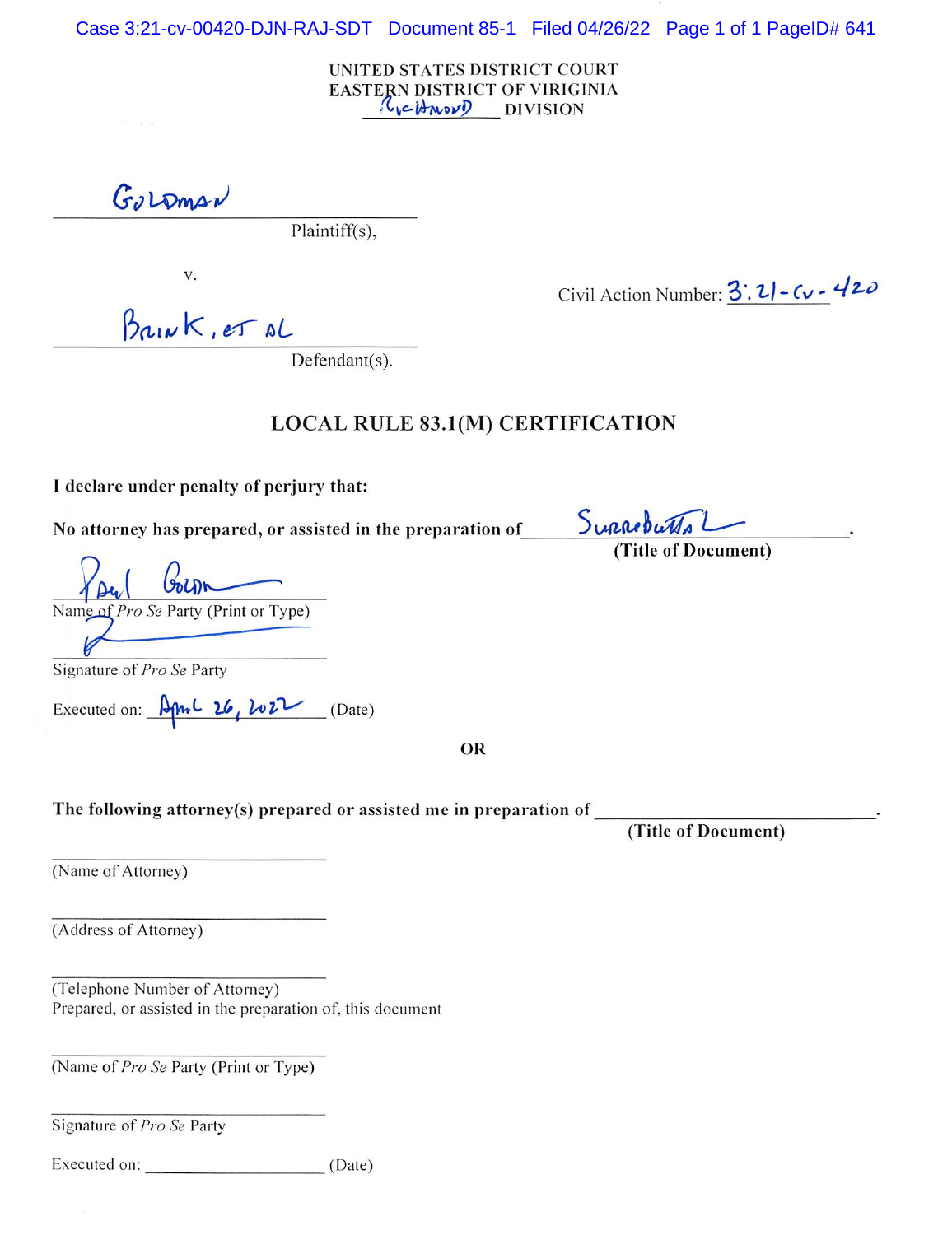UNITED STATES DISTRICT COURT
EASTERN DISTRICT OF VIRIGINIA
Richmond DIVISION

Goldman
Plaintiff(s),

v.

Brink, et al
Defendant(s).

Civil Action Number: 3:21-cv-420

## LOCAL RULE 83.1(M) CERTIFICATION

**I declare under penalty of perjury that:**

**No attorney has prepared, or assisted in the preparation of** Surrebuttal.
**(Title of Document)**

Paul Goldman
Name of *Pro Se* Party (Print or Type)

[signature]
Signature of *Pro Se* Party

Executed on: April 26, 2022 (Date)

**OR**

**The following attorney(s) prepared or assisted me in preparation of** \_\_\_\_\_\_\_\_\_\_\_\_\_\_\_\_\_\_\_\_.
**(Title of Document)**

\_\_\_\_\_\_\_\_\_\_\_\_\_\_\_\_\_\_\_\_
(Name of Attorney)

\_\_\_\_\_\_\_\_\_\_\_\_\_\_\_\_\_\_\_\_
(Address of Attorney)

\_\_\_\_\_\_\_\_\_\_\_\_\_\_\_\_\_\_\_\_
(Telephone Number of Attorney)
Prepared, or assisted in the preparation of, this document

\_\_\_\_\_\_\_\_\_\_\_\_\_\_\_\_\_\_\_\_
(Name of *Pro Se* Party (Print or Type)

\_\_\_\_\_\_\_\_\_\_\_\_\_\_\_\_\_\_\_\_
Signature of *Pro Se* Party

Executed on: \_\_\_\_\_\_\_\_\_\_\_\_\_\_\_\_\_\_\_\_ (Date)